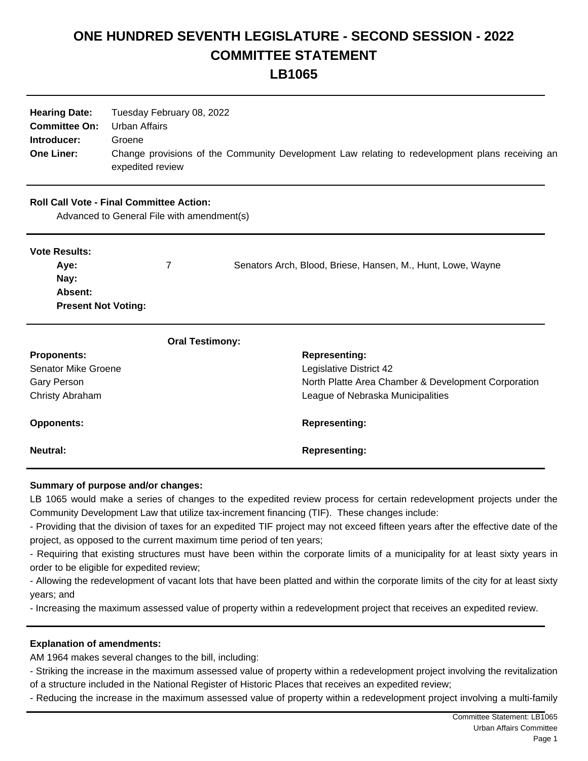# ONE HUNDRED SEVENTH LEGISLATURE - SECOND SESSION - 2022
# COMMITTEE STATEMENT
# LB1065

| | |
|---|---|
| **Hearing Date:** | Tuesday February 08, 2022 |
| **Committee On:** | Urban Affairs |
| **Introducer:** | Groene |
| **One Liner:** | Change provisions of the Community Development Law relating to redevelopment plans receiving an expedited review |

**Roll Call Vote - Final Committee Action:**

Advanced to General File with amendment(s)

**Vote Results:**

| | | |
|---|---|---|
| **Aye:** | 7 | Senators Arch, Blood, Briese, Hansen, M., Hunt, Lowe, Wayne |
| **Nay:** | | |
| **Absent:** | | |
| **Present Not Voting:** | | |

**Oral Testimony:**

| **Proponents:** | **Representing:** |
|---|---|
| Senator Mike Groene | Legislative District 42 |
| Gary Person | North Platte Area Chamber & Development Corporation |
| Christy Abraham | League of Nebraska Municipalities |

| **Opponents:** | **Representing:** |
|---|---|

| **Neutral:** | **Representing:** |
|---|---|

**Summary of purpose and/or changes:**

LB 1065 would make a series of changes to the expedited review process for certain redevelopment projects under the Community Development Law that utilize tax-increment financing (TIF). These changes include:

- Providing that the division of taxes for an expedited TIF project may not exceed fifteen years after the effective date of the project, as opposed to the current maximum time period of ten years;
- Requiring that existing structures must have been within the corporate limits of a municipality for at least sixty years in order to be eligible for expedited review;
- Allowing the redevelopment of vacant lots that have been platted and within the corporate limits of the city for at least sixty years; and
- Increasing the maximum assessed value of property within a redevelopment project that receives an expedited review.

**Explanation of amendments:**

AM 1964 makes several changes to the bill, including:

- Striking the increase in the maximum assessed value of property within a redevelopment project involving the revitalization of a structure included in the National Register of Historic Places that receives an expedited review;
- Reducing the increase in the maximum assessed value of property within a redevelopment project involving a multi-family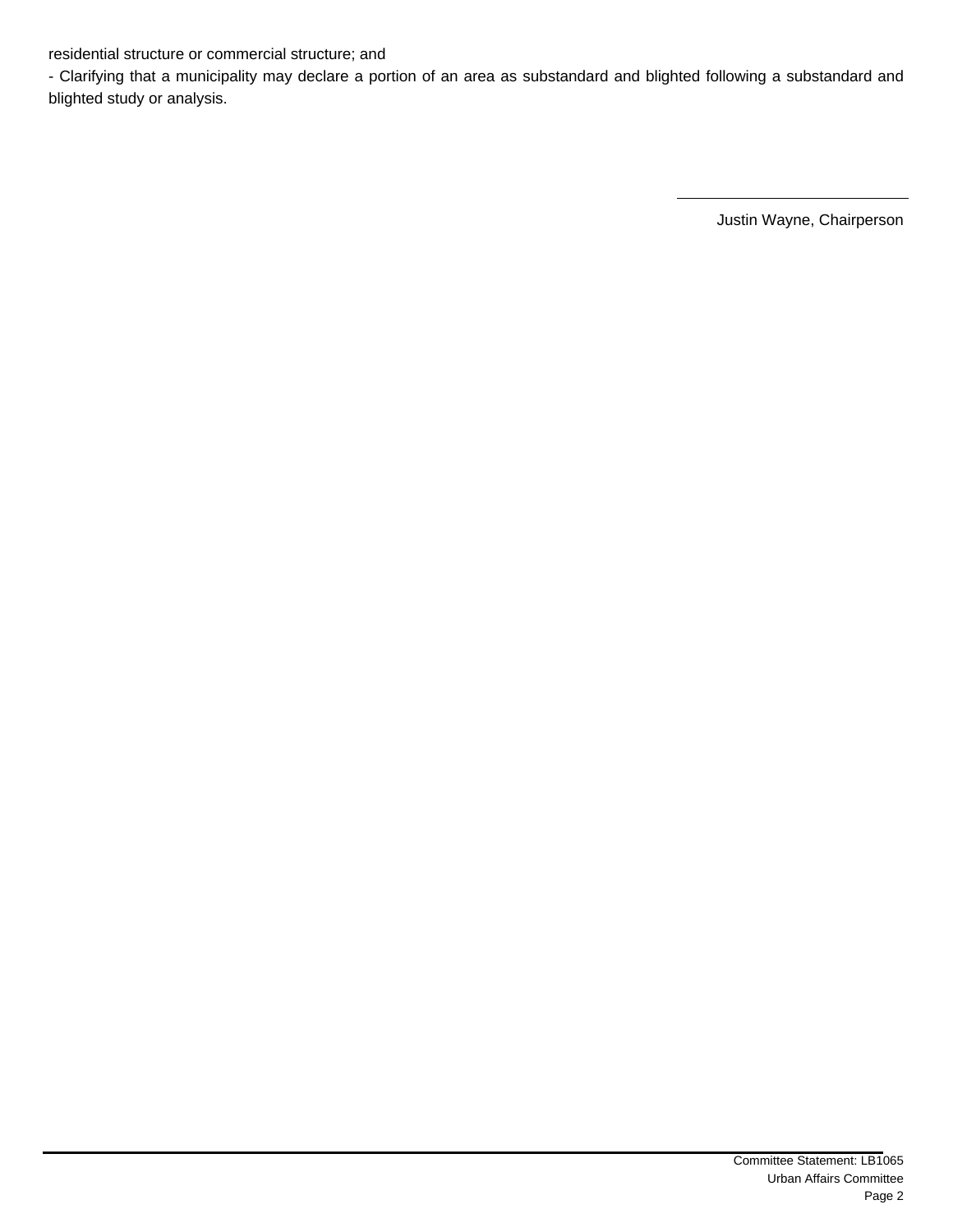residential structure or commercial structure; and

- Clarifying that a municipality may declare a portion of an area as substandard and blighted following a substandard and blighted study or analysis.

Justin Wayne, Chairperson